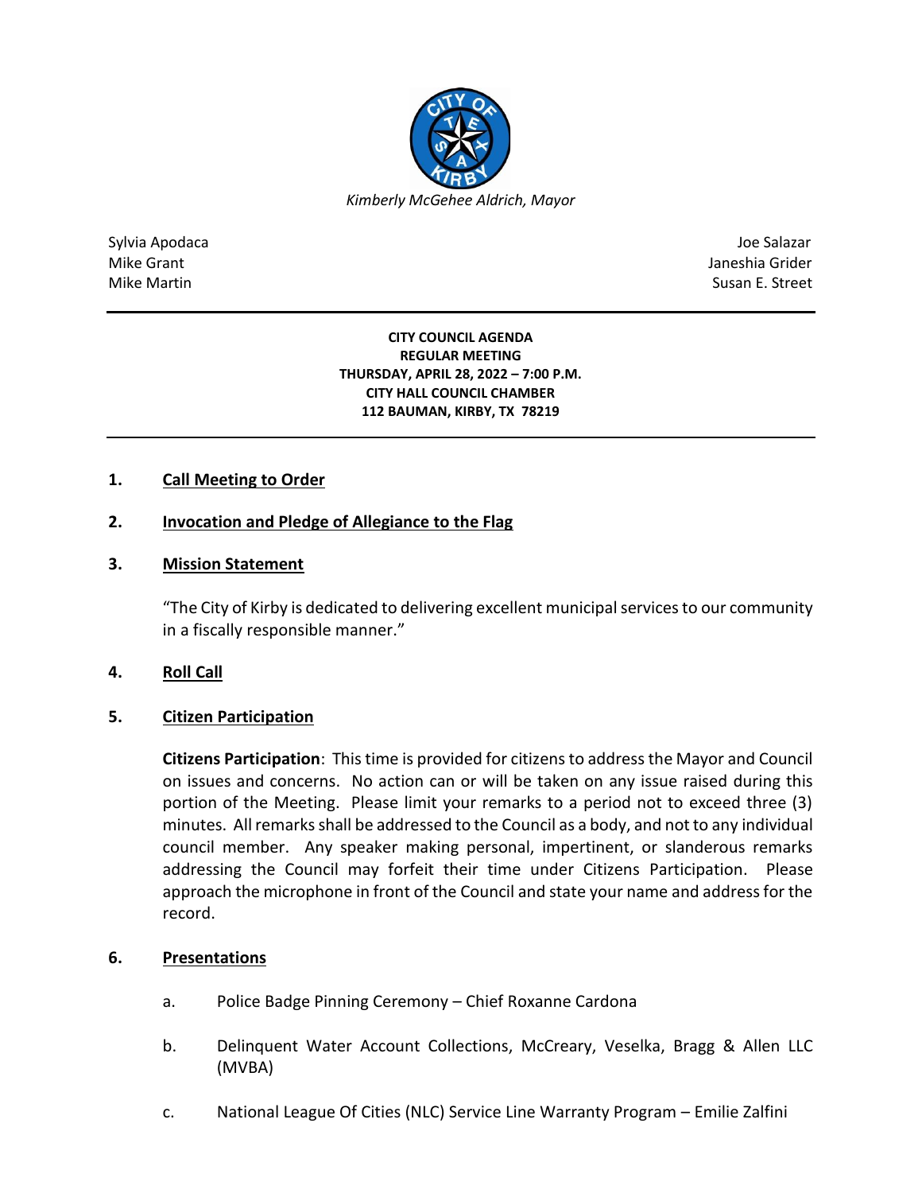*Kimberly McGehee Aldrich, Mayor*

Sylvia Apodaca
Mike Grant
Mike Martin

Joe Salazar
Janeshia Grider
Susan E. Street

**CITY COUNCIL AGENDA**
**REGULAR MEETING**
**THURSDAY, APRIL 28, 2022 – 7:00 P.M.**
**CITY HALL COUNCIL CHAMBER**
**112 BAUMAN, KIRBY, TX 78219**

## 1. Call Meeting to Order

## 2. Invocation and Pledge of Allegiance to the Flag

## 3. Mission Statement

"The City of Kirby is dedicated to delivering excellent municipal services to our community in a fiscally responsible manner."

## 4. Roll Call

## 5. Citizen Participation

**Citizens Participation**: This time is provided for citizens to address the Mayor and Council on issues and concerns. No action can or will be taken on any issue raised during this portion of the Meeting. Please limit your remarks to a period not to exceed three (3) minutes. All remarks shall be addressed to the Council as a body, and not to any individual council member. Any speaker making personal, impertinent, or slanderous remarks addressing the Council may forfeit their time under Citizens Participation. Please approach the microphone in front of the Council and state your name and address for the record.

## 6. Presentations

a. Police Badge Pinning Ceremony – Chief Roxanne Cardona

b. Delinquent Water Account Collections, McCreary, Veselka, Bragg & Allen LLC (MVBA)

c. National League Of Cities (NLC) Service Line Warranty Program – Emilie Zalfini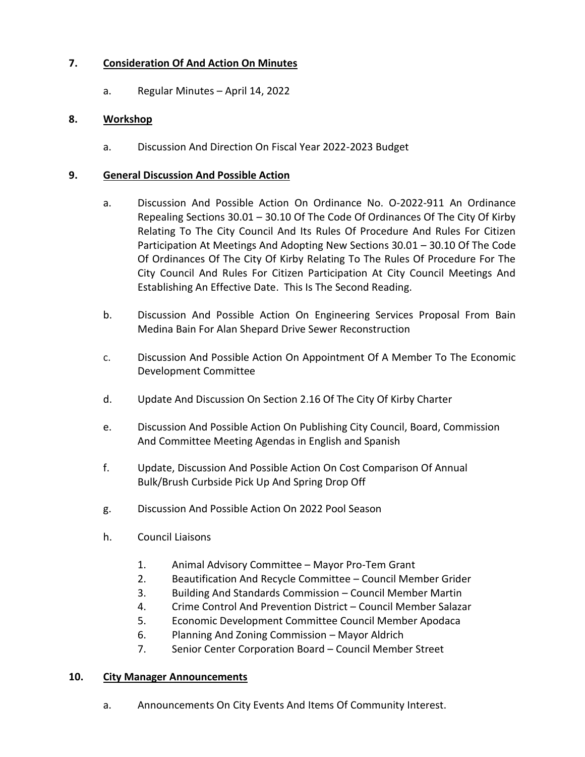**7. Consideration Of And Action On Minutes**

a. Regular Minutes – April 14, 2022

**8. Workshop**

a. Discussion And Direction On Fiscal Year 2022-2023 Budget

**9. General Discussion And Possible Action**

a. Discussion And Possible Action On Ordinance No. O-2022-911 An Ordinance Repealing Sections 30.01 – 30.10 Of The Code Of Ordinances Of The City Of Kirby Relating To The City Council And Its Rules Of Procedure And Rules For Citizen Participation At Meetings And Adopting New Sections 30.01 – 30.10 Of The Code Of Ordinances Of The City Of Kirby Relating To The Rules Of Procedure For The City Council And Rules For Citizen Participation At City Council Meetings And Establishing An Effective Date. This Is The Second Reading.

b. Discussion And Possible Action On Engineering Services Proposal From Bain Medina Bain For Alan Shepard Drive Sewer Reconstruction

c. Discussion And Possible Action On Appointment Of A Member To The Economic Development Committee

d. Update And Discussion On Section 2.16 Of The City Of Kirby Charter

e. Discussion And Possible Action On Publishing City Council, Board, Commission And Committee Meeting Agendas in English and Spanish

f. Update, Discussion And Possible Action On Cost Comparison Of Annual Bulk/Brush Curbside Pick Up And Spring Drop Off

g. Discussion And Possible Action On 2022 Pool Season

h. Council Liaisons

1. Animal Advisory Committee – Mayor Pro-Tem Grant
2. Beautification And Recycle Committee – Council Member Grider
3. Building And Standards Commission – Council Member Martin
4. Crime Control And Prevention District – Council Member Salazar
5. Economic Development Committee Council Member Apodaca
6. Planning And Zoning Commission – Mayor Aldrich
7. Senior Center Corporation Board – Council Member Street

**10. City Manager Announcements**

a. Announcements On City Events And Items Of Community Interest.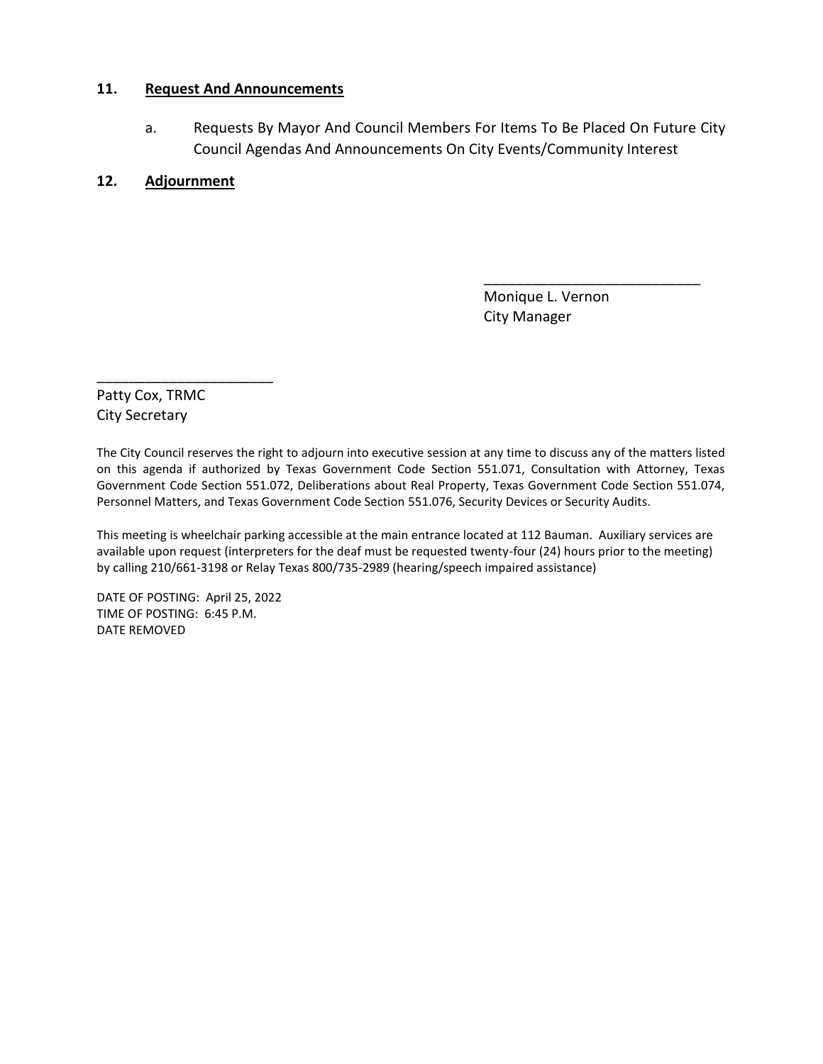**11. Request And Announcements**

a. Requests By Mayor And Council Members For Items To Be Placed On Future City Council Agendas And Announcements On City Events/Community Interest

**12. Adjournment**

_____________________________
Monique L. Vernon
City Manager

_______________________
Patty Cox, TRMC
City Secretary

The City Council reserves the right to adjourn into executive session at any time to discuss any of the matters listed on this agenda if authorized by Texas Government Code Section 551.071, Consultation with Attorney, Texas Government Code Section 551.072, Deliberations about Real Property, Texas Government Code Section 551.074, Personnel Matters, and Texas Government Code Section 551.076, Security Devices or Security Audits.

This meeting is wheelchair parking accessible at the main entrance located at 112 Bauman. Auxiliary services are available upon request (interpreters for the deaf must be requested twenty-four (24) hours prior to the meeting) by calling 210/661-3198 or Relay Texas 800/735-2989 (hearing/speech impaired assistance)

DATE OF POSTING: April 25, 2022
TIME OF POSTING: 6:45 P.M.
DATE REMOVED